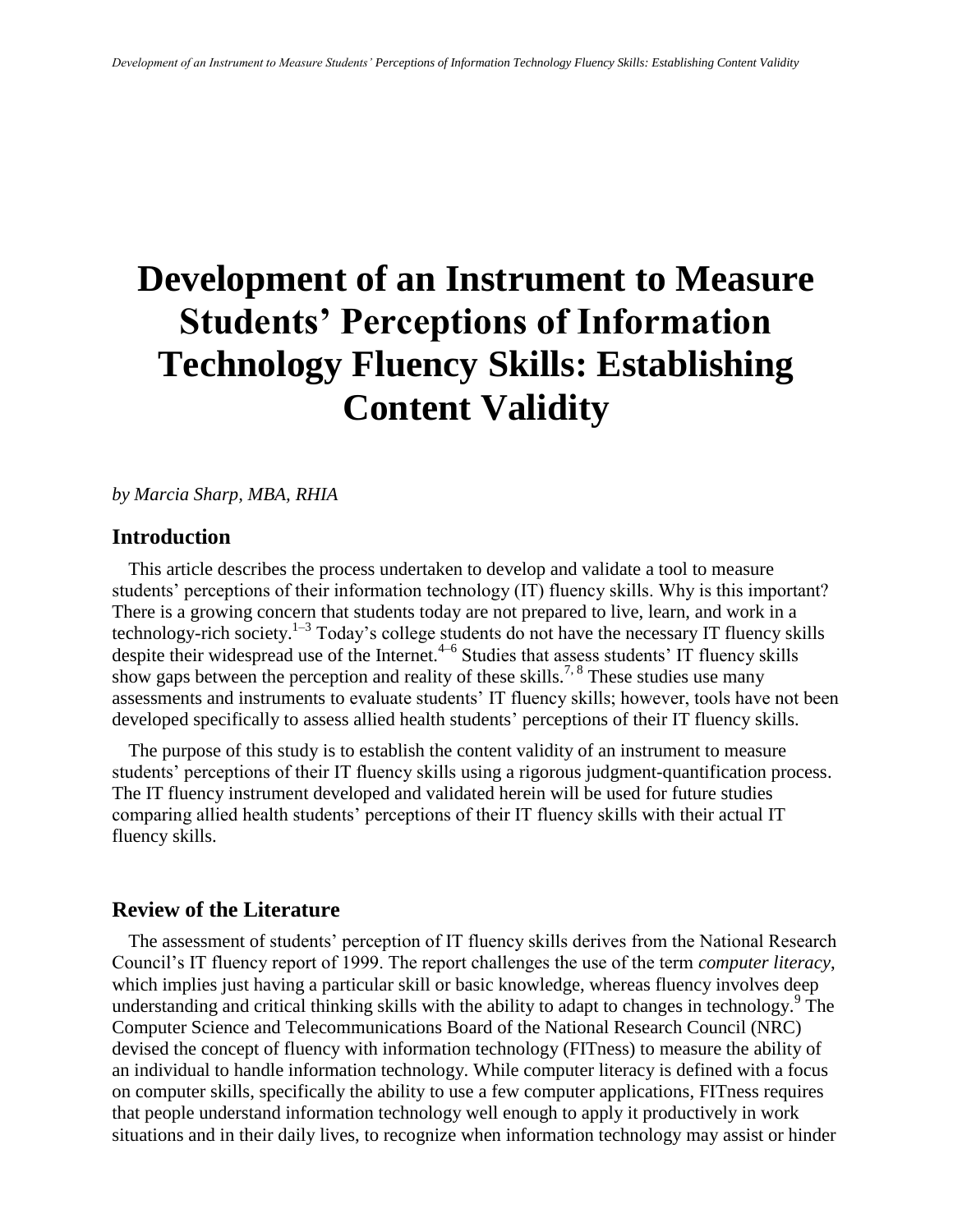# Development of an Instrument to Measure Students' Perceptions of Information Technology Fluency Skills: Establishing Content Validity

*by Marcia Sharp, MBA, RHIA*

## Introduction

This article describes the process undertaken to develop and validate a tool to measure students' perceptions of their information technology (IT) fluency skills. Why is this important? There is a growing concern that students today are not prepared to live, learn, and work in a technology-rich society.[1–3] Today's college students do not have the necessary IT fluency skills despite their widespread use of the Internet.[4–6] Studies that assess students' IT fluency skills show gaps between the perception and reality of these skills.[7, 8] These studies use many assessments and instruments to evaluate students' IT fluency skills; however, tools have not been developed specifically to assess allied health students' perceptions of their IT fluency skills.

The purpose of this study is to establish the content validity of an instrument to measure students' perceptions of their IT fluency skills using a rigorous judgment-quantification process. The IT fluency instrument developed and validated herein will be used for future studies comparing allied health students' perceptions of their IT fluency skills with their actual IT fluency skills.

## Review of the Literature

The assessment of students' perception of IT fluency skills derives from the National Research Council's IT fluency report of 1999. The report challenges the use of the term *computer literacy*, which implies just having a particular skill or basic knowledge, whereas fluency involves deep understanding and critical thinking skills with the ability to adapt to changes in technology.[9] The Computer Science and Telecommunications Board of the National Research Council (NRC) devised the concept of fluency with information technology (FITness) to measure the ability of an individual to handle information technology. While computer literacy is defined with a focus on computer skills, specifically the ability to use a few computer applications, FITness requires that people understand information technology well enough to apply it productively in work situations and in their daily lives, to recognize when information technology may assist or hinder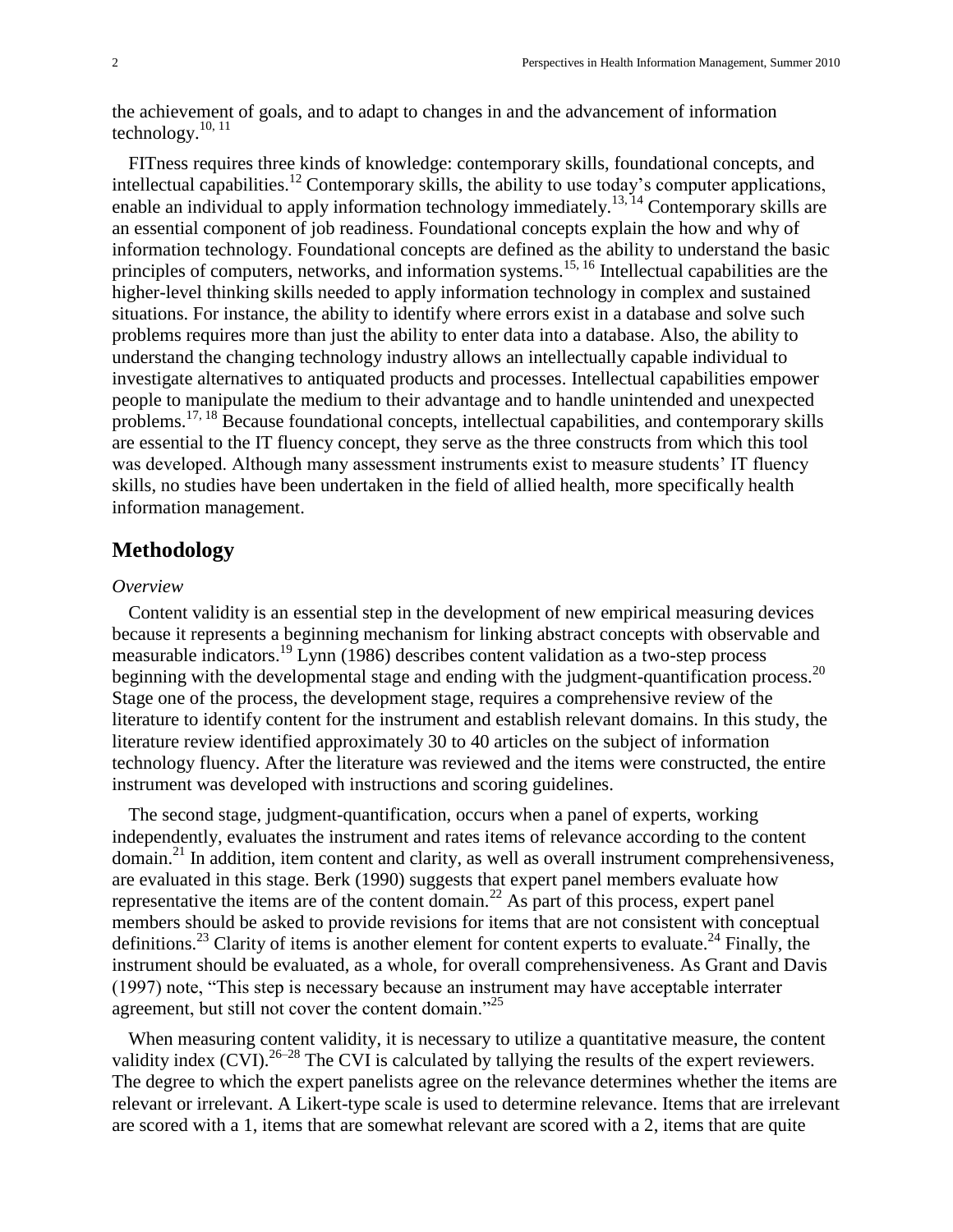the achievement of goals, and to adapt to changes in and the advancement of information technology.[10, 11]

FITness requires three kinds of knowledge: contemporary skills, foundational concepts, and intellectual capabilities.[12] Contemporary skills, the ability to use today's computer applications, enable an individual to apply information technology immediately.[13, 14] Contemporary skills are an essential component of job readiness. Foundational concepts explain the how and why of information technology. Foundational concepts are defined as the ability to understand the basic principles of computers, networks, and information systems.[15, 16] Intellectual capabilities are the higher-level thinking skills needed to apply information technology in complex and sustained situations. For instance, the ability to identify where errors exist in a database and solve such problems requires more than just the ability to enter data into a database. Also, the ability to understand the changing technology industry allows an intellectually capable individual to investigate alternatives to antiquated products and processes. Intellectual capabilities empower people to manipulate the medium to their advantage and to handle unintended and unexpected problems.[17, 18] Because foundational concepts, intellectual capabilities, and contemporary skills are essential to the IT fluency concept, they serve as the three constructs from which this tool was developed. Although many assessment instruments exist to measure students' IT fluency skills, no studies have been undertaken in the field of allied health, more specifically health information management.

## Methodology

*Overview*

Content validity is an essential step in the development of new empirical measuring devices because it represents a beginning mechanism for linking abstract concepts with observable and measurable indicators.[19] Lynn (1986) describes content validation as a two-step process beginning with the developmental stage and ending with the judgment-quantification process.[20] Stage one of the process, the development stage, requires a comprehensive review of the literature to identify content for the instrument and establish relevant domains. In this study, the literature review identified approximately 30 to 40 articles on the subject of information technology fluency. After the literature was reviewed and the items were constructed, the entire instrument was developed with instructions and scoring guidelines.

The second stage, judgment-quantification, occurs when a panel of experts, working independently, evaluates the instrument and rates items of relevance according to the content domain.[21] In addition, item content and clarity, as well as overall instrument comprehensiveness, are evaluated in this stage. Berk (1990) suggests that expert panel members evaluate how representative the items are of the content domain.[22] As part of this process, expert panel members should be asked to provide revisions for items that are not consistent with conceptual definitions.[23] Clarity of items is another element for content experts to evaluate.[24] Finally, the instrument should be evaluated, as a whole, for overall comprehensiveness. As Grant and Davis (1997) note, "This step is necessary because an instrument may have acceptable interrater agreement, but still not cover the content domain."[25]

When measuring content validity, it is necessary to utilize a quantitative measure, the content validity index (CVI).[26–28] The CVI is calculated by tallying the results of the expert reviewers. The degree to which the expert panelists agree on the relevance determines whether the items are relevant or irrelevant. A Likert-type scale is used to determine relevance. Items that are irrelevant are scored with a 1, items that are somewhat relevant are scored with a 2, items that are quite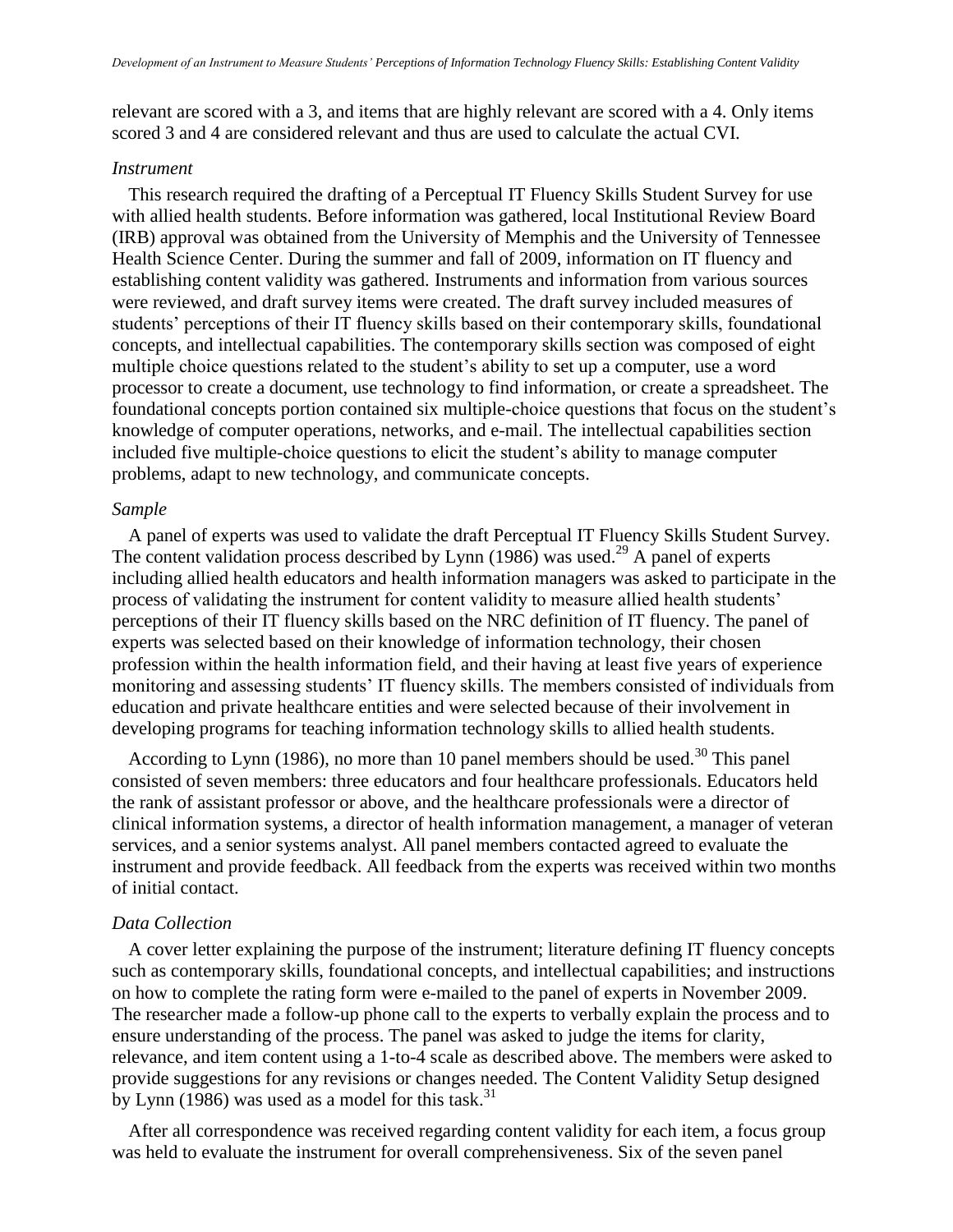relevant are scored with a 3, and items that are highly relevant are scored with a 4. Only items scored 3 and 4 are considered relevant and thus are used to calculate the actual CVI.

### *Instrument*

This research required the drafting of a Perceptual IT Fluency Skills Student Survey for use with allied health students. Before information was gathered, local Institutional Review Board (IRB) approval was obtained from the University of Memphis and the University of Tennessee Health Science Center. During the summer and fall of 2009, information on IT fluency and establishing content validity was gathered. Instruments and information from various sources were reviewed, and draft survey items were created. The draft survey included measures of students' perceptions of their IT fluency skills based on their contemporary skills, foundational concepts, and intellectual capabilities. The contemporary skills section was composed of eight multiple choice questions related to the student's ability to set up a computer, use a word processor to create a document, use technology to find information, or create a spreadsheet. The foundational concepts portion contained six multiple-choice questions that focus on the student's knowledge of computer operations, networks, and e-mail. The intellectual capabilities section included five multiple-choice questions to elicit the student's ability to manage computer problems, adapt to new technology, and communicate concepts.

### *Sample*

A panel of experts was used to validate the draft Perceptual IT Fluency Skills Student Survey. The content validation process described by Lynn (1986) was used.[29] A panel of experts including allied health educators and health information managers was asked to participate in the process of validating the instrument for content validity to measure allied health students' perceptions of their IT fluency skills based on the NRC definition of IT fluency. The panel of experts was selected based on their knowledge of information technology, their chosen profession within the health information field, and their having at least five years of experience monitoring and assessing students' IT fluency skills. The members consisted of individuals from education and private healthcare entities and were selected because of their involvement in developing programs for teaching information technology skills to allied health students.

According to Lynn (1986), no more than 10 panel members should be used.[30] This panel consisted of seven members: three educators and four healthcare professionals. Educators held the rank of assistant professor or above, and the healthcare professionals were a director of clinical information systems, a director of health information management, a manager of veteran services, and a senior systems analyst. All panel members contacted agreed to evaluate the instrument and provide feedback. All feedback from the experts was received within two months of initial contact.

### *Data Collection*

A cover letter explaining the purpose of the instrument; literature defining IT fluency concepts such as contemporary skills, foundational concepts, and intellectual capabilities; and instructions on how to complete the rating form were e-mailed to the panel of experts in November 2009. The researcher made a follow-up phone call to the experts to verbally explain the process and to ensure understanding of the process. The panel was asked to judge the items for clarity, relevance, and item content using a 1-to-4 scale as described above. The members were asked to provide suggestions for any revisions or changes needed. The Content Validity Setup designed by Lynn (1986) was used as a model for this task.[31]

After all correspondence was received regarding content validity for each item, a focus group was held to evaluate the instrument for overall comprehensiveness. Six of the seven panel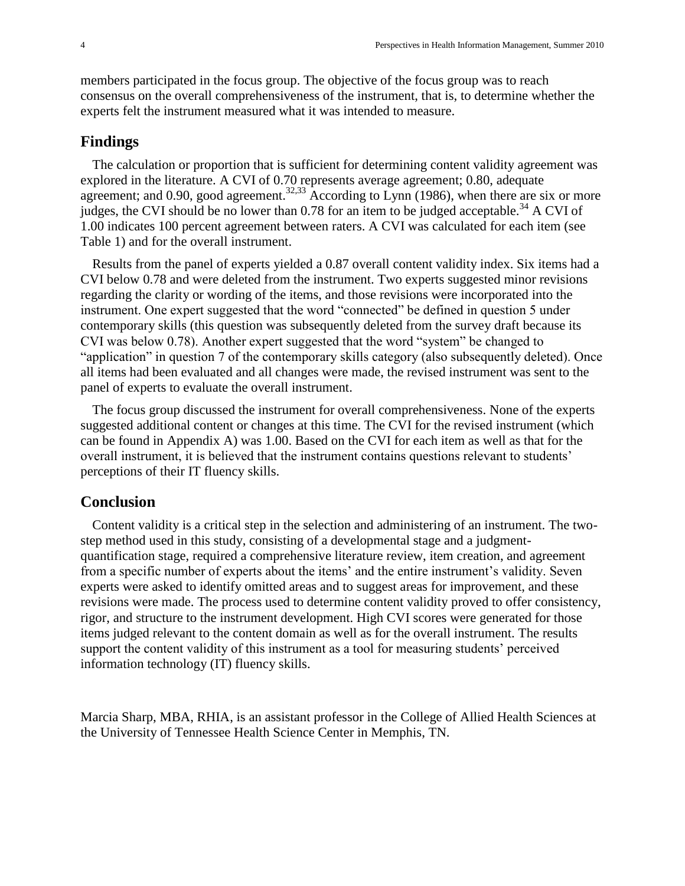members participated in the focus group. The objective of the focus group was to reach consensus on the overall comprehensiveness of the instrument, that is, to determine whether the experts felt the instrument measured what it was intended to measure.

## Findings

The calculation or proportion that is sufficient for determining content validity agreement was explored in the literature. A CVI of 0.70 represents average agreement; 0.80, adequate agreement; and 0.90, good agreement.[32,33] According to Lynn (1986), when there are six or more judges, the CVI should be no lower than 0.78 for an item to be judged acceptable.[34] A CVI of 1.00 indicates 100 percent agreement between raters. A CVI was calculated for each item (see Table 1) and for the overall instrument.

Results from the panel of experts yielded a 0.87 overall content validity index. Six items had a CVI below 0.78 and were deleted from the instrument. Two experts suggested minor revisions regarding the clarity or wording of the items, and those revisions were incorporated into the instrument. One expert suggested that the word "connected" be defined in question 5 under contemporary skills (this question was subsequently deleted from the survey draft because its CVI was below 0.78). Another expert suggested that the word "system" be changed to "application" in question 7 of the contemporary skills category (also subsequently deleted). Once all items had been evaluated and all changes were made, the revised instrument was sent to the panel of experts to evaluate the overall instrument.

The focus group discussed the instrument for overall comprehensiveness. None of the experts suggested additional content or changes at this time. The CVI for the revised instrument (which can be found in Appendix A) was 1.00. Based on the CVI for each item as well as that for the overall instrument, it is believed that the instrument contains questions relevant to students' perceptions of their IT fluency skills.

## Conclusion

Content validity is a critical step in the selection and administering of an instrument. The two-step method used in this study, consisting of a developmental stage and a judgment-quantification stage, required a comprehensive literature review, item creation, and agreement from a specific number of experts about the items' and the entire instrument's validity. Seven experts were asked to identify omitted areas and to suggest areas for improvement, and these revisions were made. The process used to determine content validity proved to offer consistency, rigor, and structure to the instrument development. High CVI scores were generated for those items judged relevant to the content domain as well as for the overall instrument. The results support the content validity of this instrument as a tool for measuring students' perceived information technology (IT) fluency skills.

Marcia Sharp, MBA, RHIA, is an assistant professor in the College of Allied Health Sciences at the University of Tennessee Health Science Center in Memphis, TN.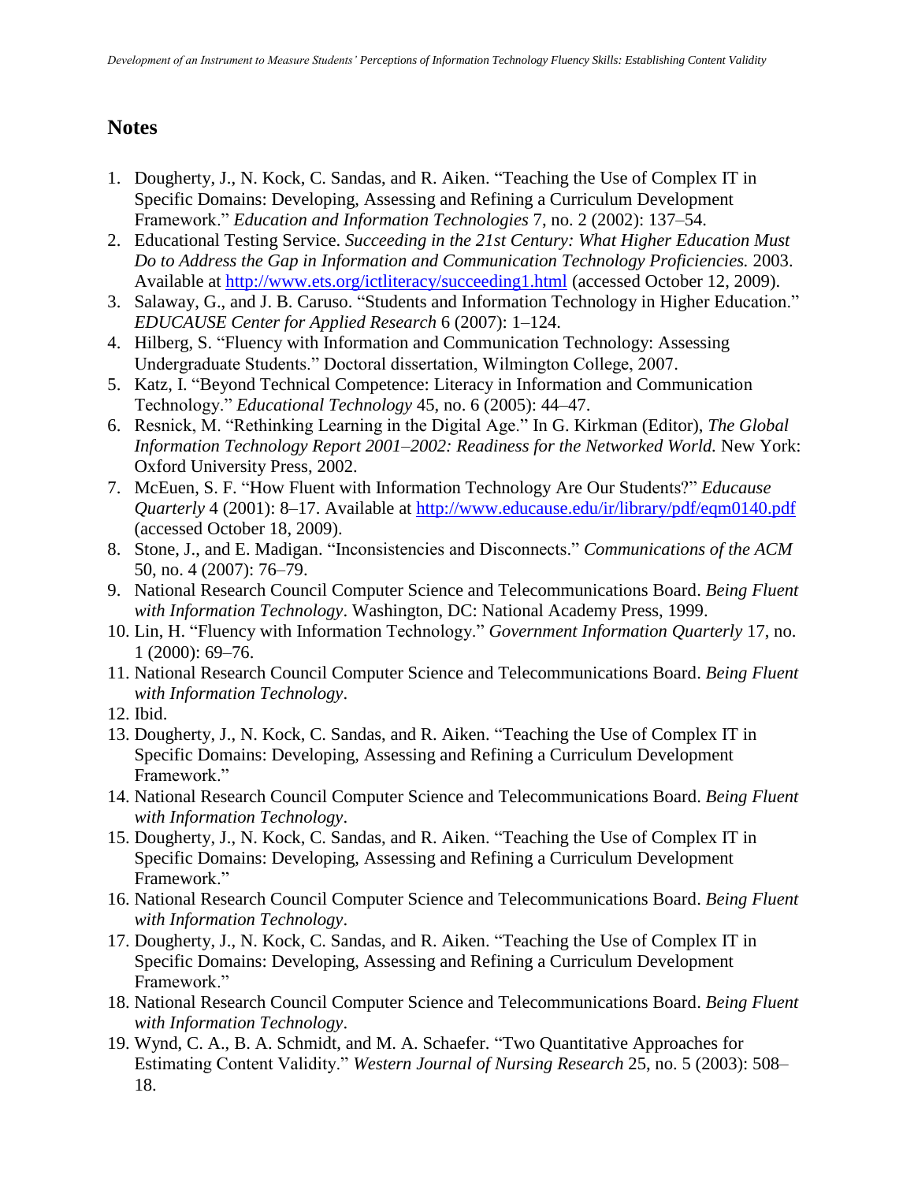## Notes

1. Dougherty, J., N. Kock, C. Sandas, and R. Aiken. "Teaching the Use of Complex IT in Specific Domains: Developing, Assessing and Refining a Curriculum Development Framework." *Education and Information Technologies* 7, no. 2 (2002): 137–54.
2. Educational Testing Service. *Succeeding in the 21st Century: What Higher Education Must Do to Address the Gap in Information and Communication Technology Proficiencies.* 2003. Available at http://www.ets.org/ictliteracy/succeeding1.html (accessed October 12, 2009).
3. Salaway, G., and J. B. Caruso. "Students and Information Technology in Higher Education." *EDUCAUSE Center for Applied Research* 6 (2007): 1–124.
4. Hilberg, S. "Fluency with Information and Communication Technology: Assessing Undergraduate Students." Doctoral dissertation, Wilmington College, 2007.
5. Katz, I. "Beyond Technical Competence: Literacy in Information and Communication Technology." *Educational Technology* 45, no. 6 (2005): 44–47.
6. Resnick, M. "Rethinking Learning in the Digital Age." In G. Kirkman (Editor), *The Global Information Technology Report 2001–2002: Readiness for the Networked World.* New York: Oxford University Press, 2002.
7. McEuen, S. F. "How Fluent with Information Technology Are Our Students?" *Educause Quarterly* 4 (2001): 8–17. Available at http://www.educause.edu/ir/library/pdf/eqm0140.pdf (accessed October 18, 2009).
8. Stone, J., and E. Madigan. "Inconsistencies and Disconnects." *Communications of the ACM* 50, no. 4 (2007): 76–79.
9. National Research Council Computer Science and Telecommunications Board. *Being Fluent with Information Technology*. Washington, DC: National Academy Press, 1999.
10. Lin, H. "Fluency with Information Technology." *Government Information Quarterly* 17, no. 1 (2000): 69–76.
11. National Research Council Computer Science and Telecommunications Board. *Being Fluent with Information Technology*.
12. Ibid.
13. Dougherty, J., N. Kock, C. Sandas, and R. Aiken. "Teaching the Use of Complex IT in Specific Domains: Developing, Assessing and Refining a Curriculum Development Framework."
14. National Research Council Computer Science and Telecommunications Board. *Being Fluent with Information Technology*.
15. Dougherty, J., N. Kock, C. Sandas, and R. Aiken. "Teaching the Use of Complex IT in Specific Domains: Developing, Assessing and Refining a Curriculum Development Framework."
16. National Research Council Computer Science and Telecommunications Board. *Being Fluent with Information Technology*.
17. Dougherty, J., N. Kock, C. Sandas, and R. Aiken. "Teaching the Use of Complex IT in Specific Domains: Developing, Assessing and Refining a Curriculum Development Framework."
18. National Research Council Computer Science and Telecommunications Board. *Being Fluent with Information Technology*.
19. Wynd, C. A., B. A. Schmidt, and M. A. Schaefer. "Two Quantitative Approaches for Estimating Content Validity." *Western Journal of Nursing Research* 25, no. 5 (2003): 508–18.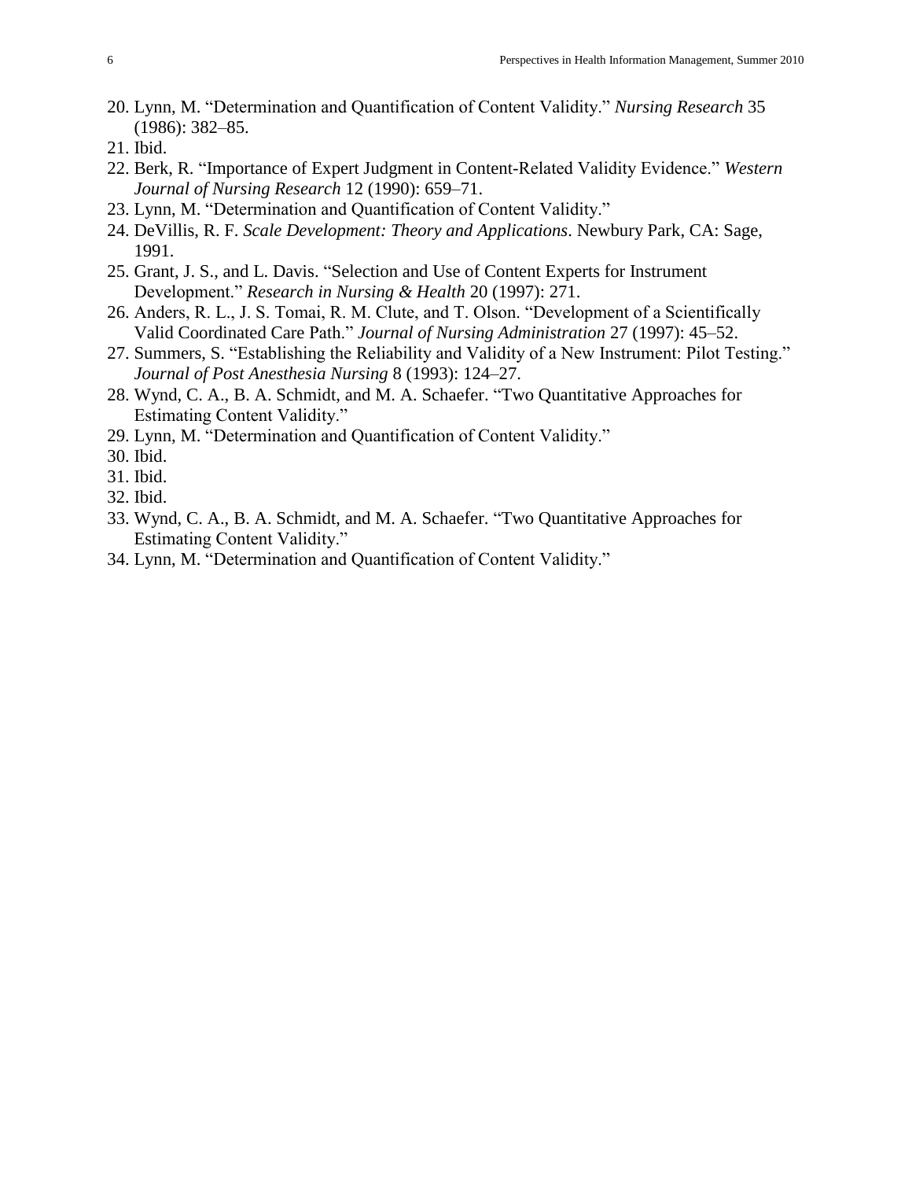20. Lynn, M. "Determination and Quantification of Content Validity." *Nursing Research* 35 (1986): 382–85.
21. Ibid.
22. Berk, R. "Importance of Expert Judgment in Content-Related Validity Evidence." *Western Journal of Nursing Research* 12 (1990): 659–71.
23. Lynn, M. "Determination and Quantification of Content Validity."
24. DeVillis, R. F. *Scale Development: Theory and Applications*. Newbury Park, CA: Sage, 1991.
25. Grant, J. S., and L. Davis. "Selection and Use of Content Experts for Instrument Development." *Research in Nursing & Health* 20 (1997): 271.
26. Anders, R. L., J. S. Tomai, R. M. Clute, and T. Olson. "Development of a Scientifically Valid Coordinated Care Path." *Journal of Nursing Administration* 27 (1997): 45–52.
27. Summers, S. "Establishing the Reliability and Validity of a New Instrument: Pilot Testing." *Journal of Post Anesthesia Nursing* 8 (1993): 124–27.
28. Wynd, C. A., B. A. Schmidt, and M. A. Schaefer. "Two Quantitative Approaches for Estimating Content Validity."
29. Lynn, M. "Determination and Quantification of Content Validity."
30. Ibid.
31. Ibid.
32. Ibid.
33. Wynd, C. A., B. A. Schmidt, and M. A. Schaefer. "Two Quantitative Approaches for Estimating Content Validity."
34. Lynn, M. "Determination and Quantification of Content Validity."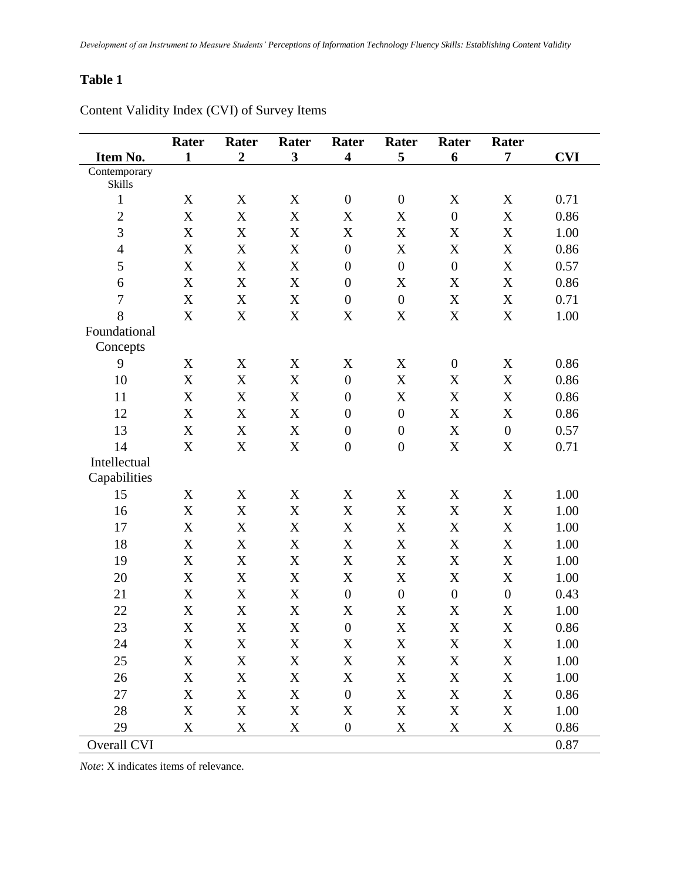**Table 1**

Content Validity Index (CVI) of Survey Items

| Item No. | Rater 1 | Rater 2 | Rater 3 | Rater 4 | Rater 5 | Rater 6 | Rater 7 | CVI |
|---|---|---|---|---|---|---|---|---|
| Contemporary Skills | | | | | | | | |
| 1 | X | X | X | 0 | 0 | X | X | 0.71 |
| 2 | X | X | X | X | X | 0 | X | 0.86 |
| 3 | X | X | X | X | X | X | X | 1.00 |
| 4 | X | X | X | 0 | X | X | X | 0.86 |
| 5 | X | X | X | 0 | 0 | 0 | X | 0.57 |
| 6 | X | X | X | 0 | X | X | X | 0.86 |
| 7 | X | X | X | 0 | 0 | X | X | 0.71 |
| 8 | X | X | X | X | X | X | X | 1.00 |
| Foundational Concepts | | | | | | | | |
| 9 | X | X | X | X | X | 0 | X | 0.86 |
| 10 | X | X | X | 0 | X | X | X | 0.86 |
| 11 | X | X | X | 0 | X | X | X | 0.86 |
| 12 | X | X | X | 0 | 0 | X | X | 0.86 |
| 13 | X | X | X | 0 | 0 | X | 0 | 0.57 |
| 14 | X | X | X | 0 | 0 | X | X | 0.71 |
| Intellectual Capabilities | | | | | | | | |
| 15 | X | X | X | X | X | X | X | 1.00 |
| 16 | X | X | X | X | X | X | X | 1.00 |
| 17 | X | X | X | X | X | X | X | 1.00 |
| 18 | X | X | X | X | X | X | X | 1.00 |
| 19 | X | X | X | X | X | X | X | 1.00 |
| 20 | X | X | X | X | X | X | X | 1.00 |
| 21 | X | X | X | 0 | 0 | 0 | 0 | 0.43 |
| 22 | X | X | X | X | X | X | X | 1.00 |
| 23 | X | X | X | 0 | X | X | X | 0.86 |
| 24 | X | X | X | X | X | X | X | 1.00 |
| 25 | X | X | X | X | X | X | X | 1.00 |
| 26 | X | X | X | X | X | X | X | 1.00 |
| 27 | X | X | X | 0 | X | X | X | 0.86 |
| 28 | X | X | X | X | X | X | X | 1.00 |
| 29 | X | X | X | 0 | X | X | X | 0.86 |
| Overall CVI | | | | | | | | 0.87 |

*Note*: X indicates items of relevance.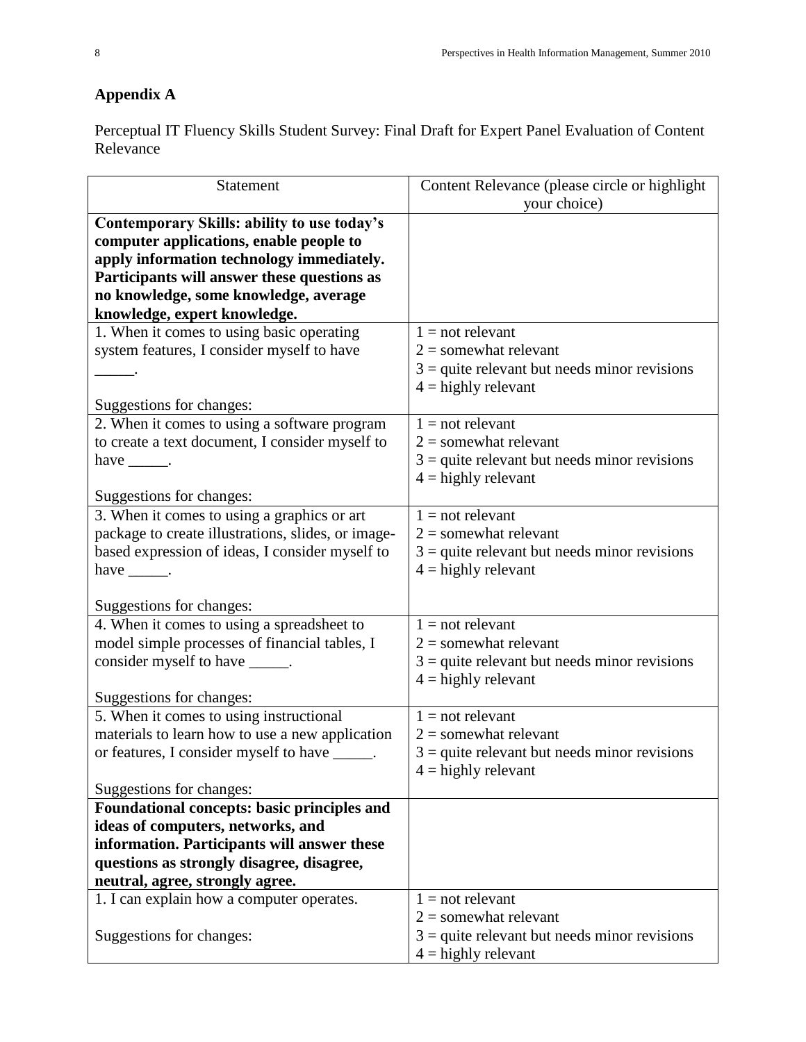## Appendix A

Perceptual IT Fluency Skills Student Survey: Final Draft for Expert Panel Evaluation of Content Relevance

| Statement | Content Relevance (please circle or highlight your choice) |
|---|---|
| **Contemporary Skills: ability to use today's computer applications, enable people to apply information technology immediately. Participants will answer these questions as no knowledge, some knowledge, average knowledge, expert knowledge.** | |
| 1. When it comes to using basic operating system features, I consider myself to have _____.<br><br>Suggestions for changes: | 1 = not relevant<br>2 = somewhat relevant<br>3 = quite relevant but needs minor revisions<br>4 = highly relevant |
| 2. When it comes to using a software program to create a text document, I consider myself to have _____.<br><br>Suggestions for changes: | 1 = not relevant<br>2 = somewhat relevant<br>3 = quite relevant but needs minor revisions<br>4 = highly relevant |
| 3. When it comes to using a graphics or art package to create illustrations, slides, or image-based expression of ideas, I consider myself to have _____.<br><br>Suggestions for changes: | 1 = not relevant<br>2 = somewhat relevant<br>3 = quite relevant but needs minor revisions<br>4 = highly relevant |
| 4. When it comes to using a spreadsheet to model simple processes of financial tables, I consider myself to have _____.<br><br>Suggestions for changes: | 1 = not relevant<br>2 = somewhat relevant<br>3 = quite relevant but needs minor revisions<br>4 = highly relevant |
| 5. When it comes to using instructional materials to learn how to use a new application or features, I consider myself to have _____.<br><br>Suggestions for changes: | 1 = not relevant<br>2 = somewhat relevant<br>3 = quite relevant but needs minor revisions<br>4 = highly relevant |
| **Foundational concepts: basic principles and ideas of computers, networks, and information. Participants will answer these questions as strongly disagree, disagree, neutral, agree, strongly agree.** | |
| 1. I can explain how a computer operates.<br><br>Suggestions for changes: | 1 = not relevant<br>2 = somewhat relevant<br>3 = quite relevant but needs minor revisions<br>4 = highly relevant |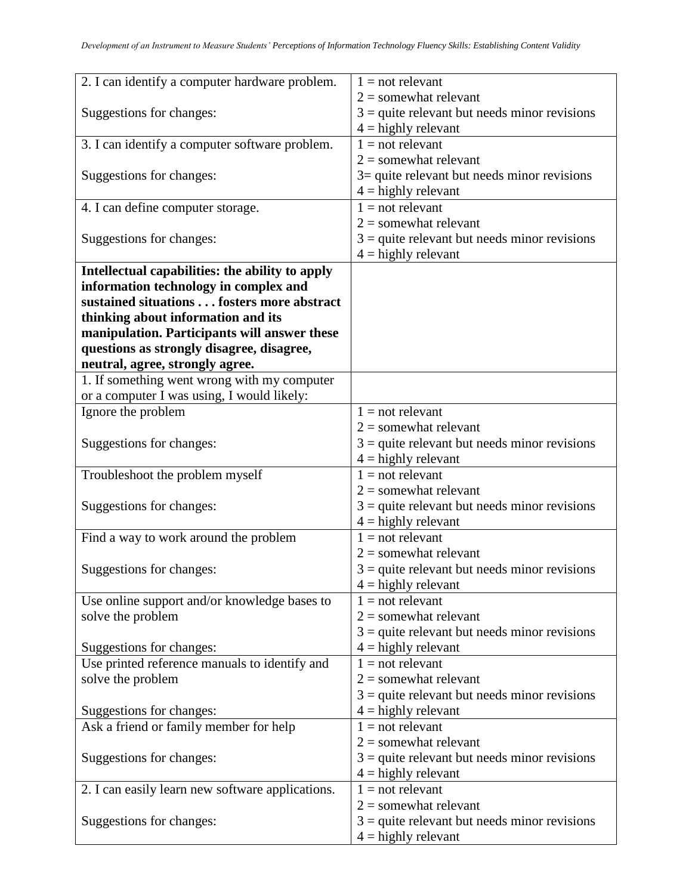| | |
|---|---|
| 2. I can identify a computer hardware problem.<br><br>Suggestions for changes: | 1 = not relevant<br>2 = somewhat relevant<br>3 = quite relevant but needs minor revisions<br>4 = highly relevant |
| 3. I can identify a computer software problem.<br><br>Suggestions for changes: | 1 = not relevant<br>2 = somewhat relevant<br>3= quite relevant but needs minor revisions<br>4 = highly relevant |
| 4. I can define computer storage.<br><br>Suggestions for changes: | 1 = not relevant<br>2 = somewhat relevant<br>3 = quite relevant but needs minor revisions<br>4 = highly relevant |
| **Intellectual capabilities: the ability to apply information technology in complex and sustained situations . . . fosters more abstract thinking about information and its manipulation. Participants will answer these questions as strongly disagree, disagree, neutral, agree, strongly agree.** | |
| 1. If something went wrong with my computer or a computer I was using, I would likely: | |
| Ignore the problem<br><br>Suggestions for changes: | 1 = not relevant<br>2 = somewhat relevant<br>3 = quite relevant but needs minor revisions<br>4 = highly relevant |
| Troubleshoot the problem myself<br><br>Suggestions for changes: | 1 = not relevant<br>2 = somewhat relevant<br>3 = quite relevant but needs minor revisions<br>4 = highly relevant |
| Find a way to work around the problem<br><br>Suggestions for changes: | 1 = not relevant<br>2 = somewhat relevant<br>3 = quite relevant but needs minor revisions<br>4 = highly relevant |
| Use online support and/or knowledge bases to solve the problem<br><br>Suggestions for changes: | 1 = not relevant<br>2 = somewhat relevant<br>3 = quite relevant but needs minor revisions<br>4 = highly relevant |
| Use printed reference manuals to identify and solve the problem<br><br>Suggestions for changes: | 1 = not relevant<br>2 = somewhat relevant<br>3 = quite relevant but needs minor revisions<br>4 = highly relevant |
| Ask a friend or family member for help<br><br>Suggestions for changes: | 1 = not relevant<br>2 = somewhat relevant<br>3 = quite relevant but needs minor revisions<br>4 = highly relevant |
| 2. I can easily learn new software applications.<br><br>Suggestions for changes: | 1 = not relevant<br>2 = somewhat relevant<br>3 = quite relevant but needs minor revisions<br>4 = highly relevant |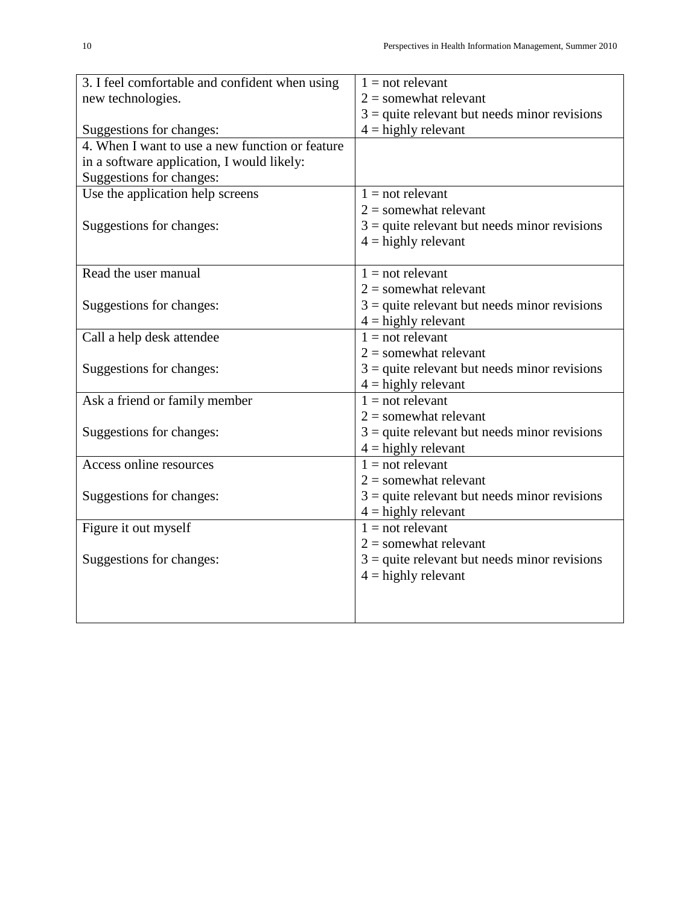| | |
|---|---|
| 3. I feel comfortable and confident when using new technologies.<br><br>Suggestions for changes: | 1 = not relevant<br>2 = somewhat relevant<br>3 = quite relevant but needs minor revisions<br>4 = highly relevant |
| 4. When I want to use a new function or feature in a software application, I would likely:<br>Suggestions for changes: | |
| Use the application help screens<br><br>Suggestions for changes: | 1 = not relevant<br>2 = somewhat relevant<br>3 = quite relevant but needs minor revisions<br>4 = highly relevant |
| Read the user manual<br><br>Suggestions for changes: | 1 = not relevant<br>2 = somewhat relevant<br>3 = quite relevant but needs minor revisions<br>4 = highly relevant |
| Call a help desk attendee<br><br>Suggestions for changes: | 1 = not relevant<br>2 = somewhat relevant<br>3 = quite relevant but needs minor revisions<br>4 = highly relevant |
| Ask a friend or family member<br><br>Suggestions for changes: | 1 = not relevant<br>2 = somewhat relevant<br>3 = quite relevant but needs minor revisions<br>4 = highly relevant |
| Access online resources<br><br>Suggestions for changes: | 1 = not relevant<br>2 = somewhat relevant<br>3 = quite relevant but needs minor revisions<br>4 = highly relevant |
| Figure it out myself<br><br>Suggestions for changes: | 1 = not relevant<br>2 = somewhat relevant<br>3 = quite relevant but needs minor revisions<br>4 = highly relevant |